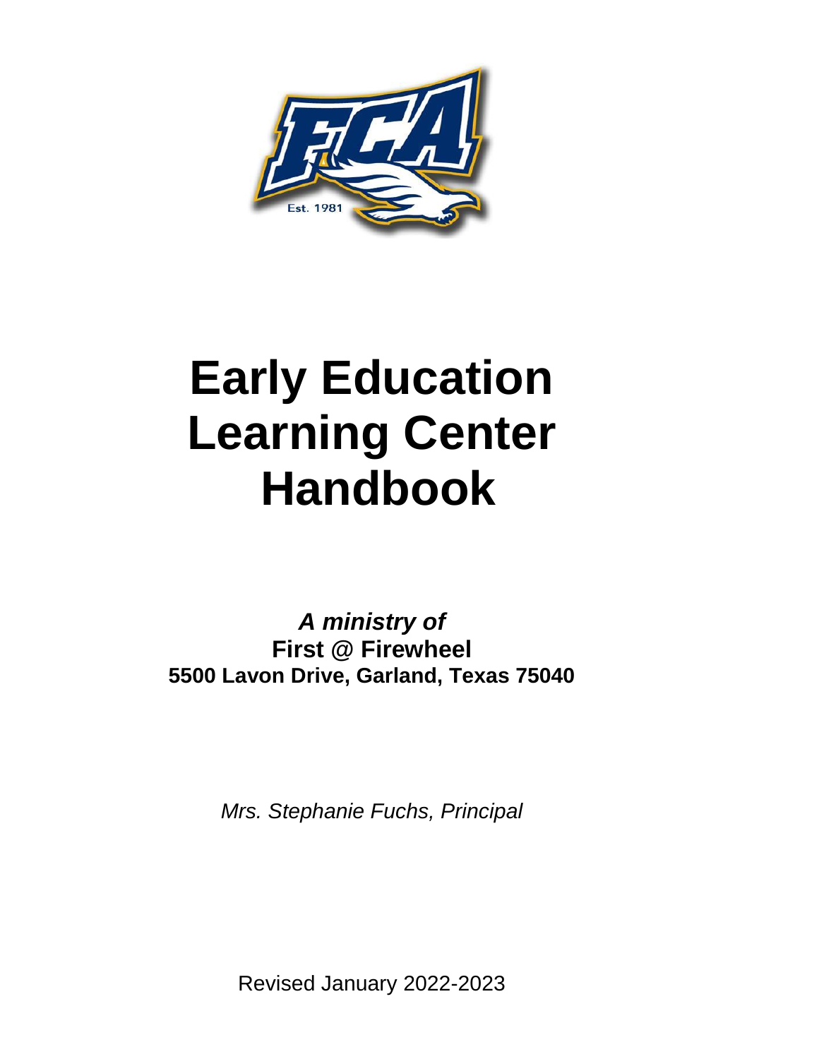# Early Education Learning Center Handbook

***A ministry of***
**First @ Firewheel**
**5500 Lavon Drive, Garland, Texas 75040**

*Mrs. Stephanie Fuchs, Principal*

Revised January 2022-2023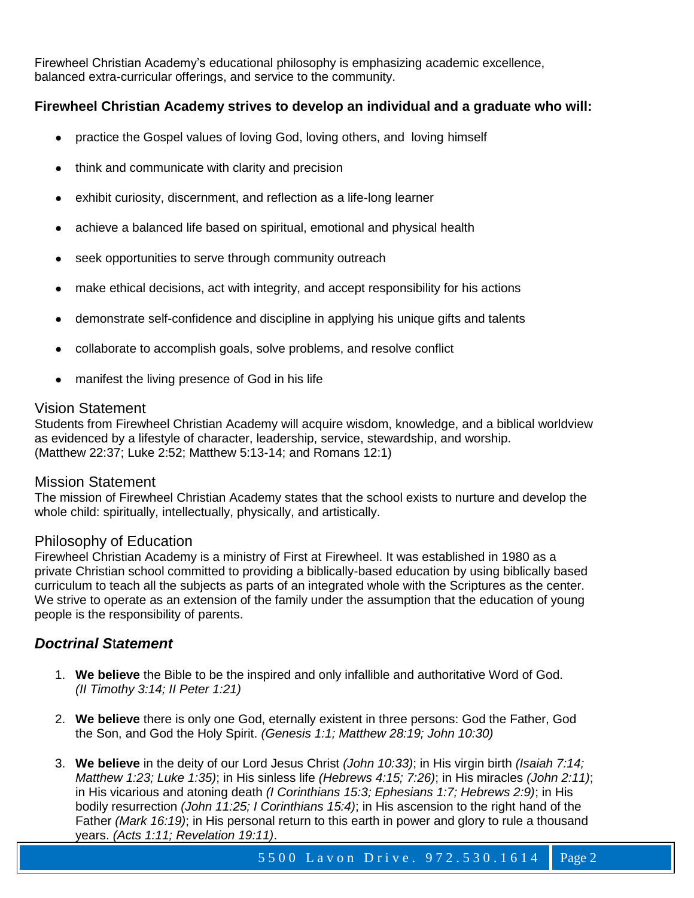Firewheel Christian Academy's educational philosophy is emphasizing academic excellence, balanced extra-curricular offerings, and service to the community.

**Firewheel Christian Academy strives to develop an individual and a graduate who will:**

- practice the Gospel values of loving God, loving others, and loving himself
- think and communicate with clarity and precision
- exhibit curiosity, discernment, and reflection as a life-long learner
- achieve a balanced life based on spiritual, emotional and physical health
- seek opportunities to serve through community outreach
- make ethical decisions, act with integrity, and accept responsibility for his actions
- demonstrate self-confidence and discipline in applying his unique gifts and talents
- collaborate to accomplish goals, solve problems, and resolve conflict
- manifest the living presence of God in his life

## Vision Statement

Students from Firewheel Christian Academy will acquire wisdom, knowledge, and a biblical worldview as evidenced by a lifestyle of character, leadership, service, stewardship, and worship. (Matthew 22:37; Luke 2:52; Matthew 5:13-14; and Romans 12:1)

## Mission Statement

The mission of Firewheel Christian Academy states that the school exists to nurture and develop the whole child: spiritually, intellectually, physically, and artistically.

## Philosophy of Education

Firewheel Christian Academy is a ministry of First at Firewheel. It was established in 1980 as a private Christian school committed to providing a biblically-based education by using biblically based curriculum to teach all the subjects as parts of an integrated whole with the Scriptures as the center. We strive to operate as an extension of the family under the assumption that the education of young people is the responsibility of parents.

## *Doctrinal Statement*

1. **We believe** the Bible to be the inspired and only infallible and authoritative Word of God. *(II Timothy 3:14; II Peter 1:21)*

2. **We believe** there is only one God, eternally existent in three persons: God the Father, God the Son, and God the Holy Spirit. *(Genesis 1:1; Matthew 28:19; John 10:30)*

3. **We believe** in the deity of our Lord Jesus Christ *(John 10:33)*; in His virgin birth *(Isaiah 7:14; Matthew 1:23; Luke 1:35)*; in His sinless life *(Hebrews 4:15; 7:26)*; in His miracles *(John 2:11)*; in His vicarious and atoning death *(I Corinthians 15:3; Ephesians 1:7; Hebrews 2:9)*; in His bodily resurrection *(John 11:25; I Corinthians 15:4)*; in His ascension to the right hand of the Father *(Mark 16:19)*; in His personal return to this earth in power and glory to rule a thousand years. *(Acts 1:11; Revelation 19:11)*.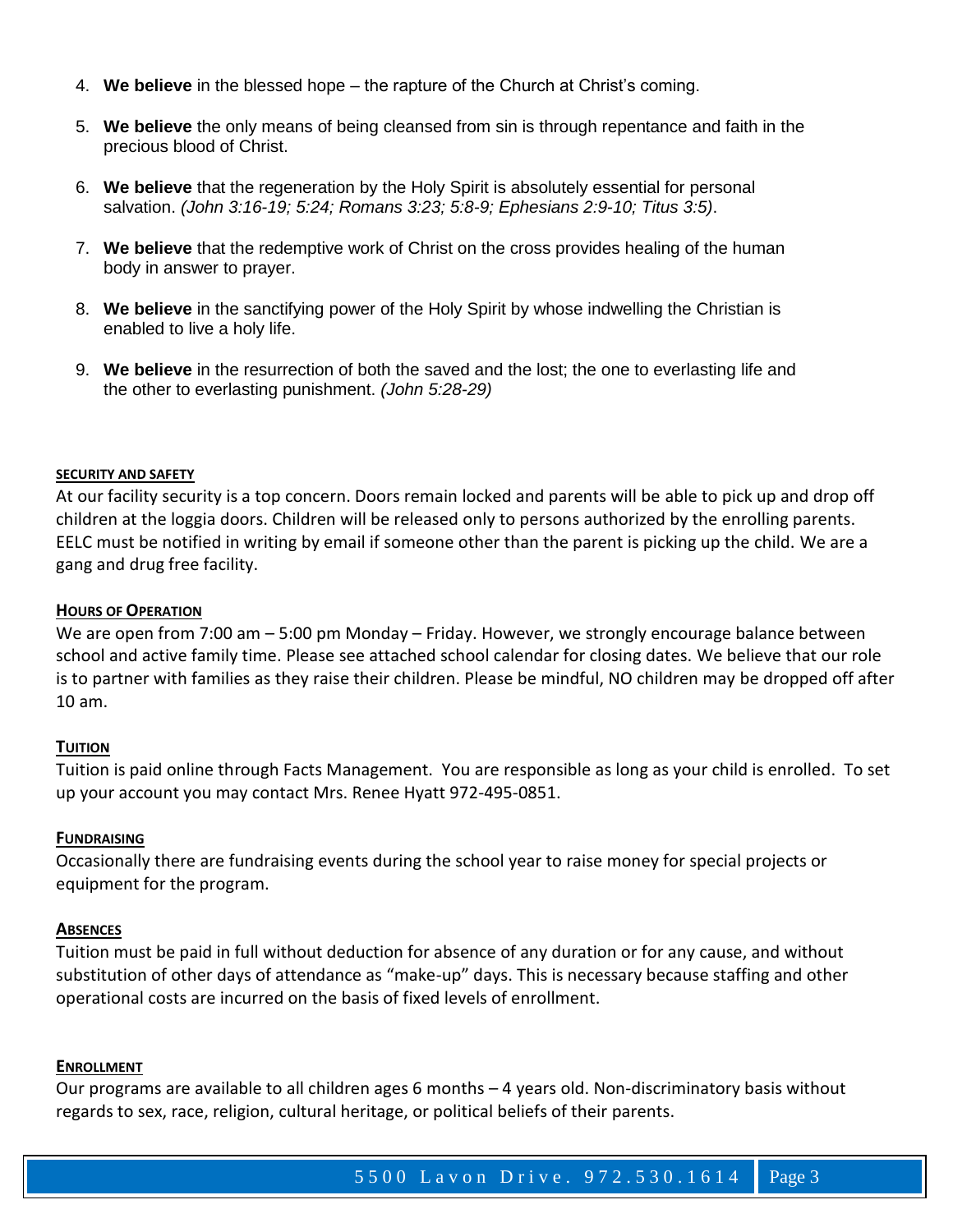4. **We believe** in the blessed hope – the rapture of the Church at Christ's coming.
5. **We believe** the only means of being cleansed from sin is through repentance and faith in the precious blood of Christ.
6. **We believe** that the regeneration by the Holy Spirit is absolutely essential for personal salvation. *(John 3:16-19; 5:24; Romans 3:23; 5:8-9; Ephesians 2:9-10; Titus 3:5)*.
7. **We believe** that the redemptive work of Christ on the cross provides healing of the human body in answer to prayer.
8. **We believe** in the sanctifying power of the Holy Spirit by whose indwelling the Christian is enabled to live a holy life.
9. **We believe** in the resurrection of both the saved and the lost; the one to everlasting life and the other to everlasting punishment. *(John 5:28-29)*

### SECURITY AND SAFETY

At our facility security is a top concern. Doors remain locked and parents will be able to pick up and drop off children at the loggia doors. Children will be released only to persons authorized by the enrolling parents. EELC must be notified in writing by email if someone other than the parent is picking up the child. We are a gang and drug free facility.

### HOURS OF OPERATION

We are open from 7:00 am – 5:00 pm Monday – Friday. However, we strongly encourage balance between school and active family time. Please see attached school calendar for closing dates. We believe that our role is to partner with families as they raise their children. Please be mindful, NO children may be dropped off after 10 am.

### TUITION

Tuition is paid online through Facts Management. You are responsible as long as your child is enrolled. To set up your account you may contact Mrs. Renee Hyatt 972-495-0851.

### FUNDRAISING

Occasionally there are fundraising events during the school year to raise money for special projects or equipment for the program.

### ABSENCES

Tuition must be paid in full without deduction for absence of any duration or for any cause, and without substitution of other days of attendance as "make-up" days. This is necessary because staffing and other operational costs are incurred on the basis of fixed levels of enrollment.

### ENROLLMENT

Our programs are available to all children ages 6 months – 4 years old. Non-discriminatory basis without regards to sex, race, religion, cultural heritage, or political beliefs of their parents.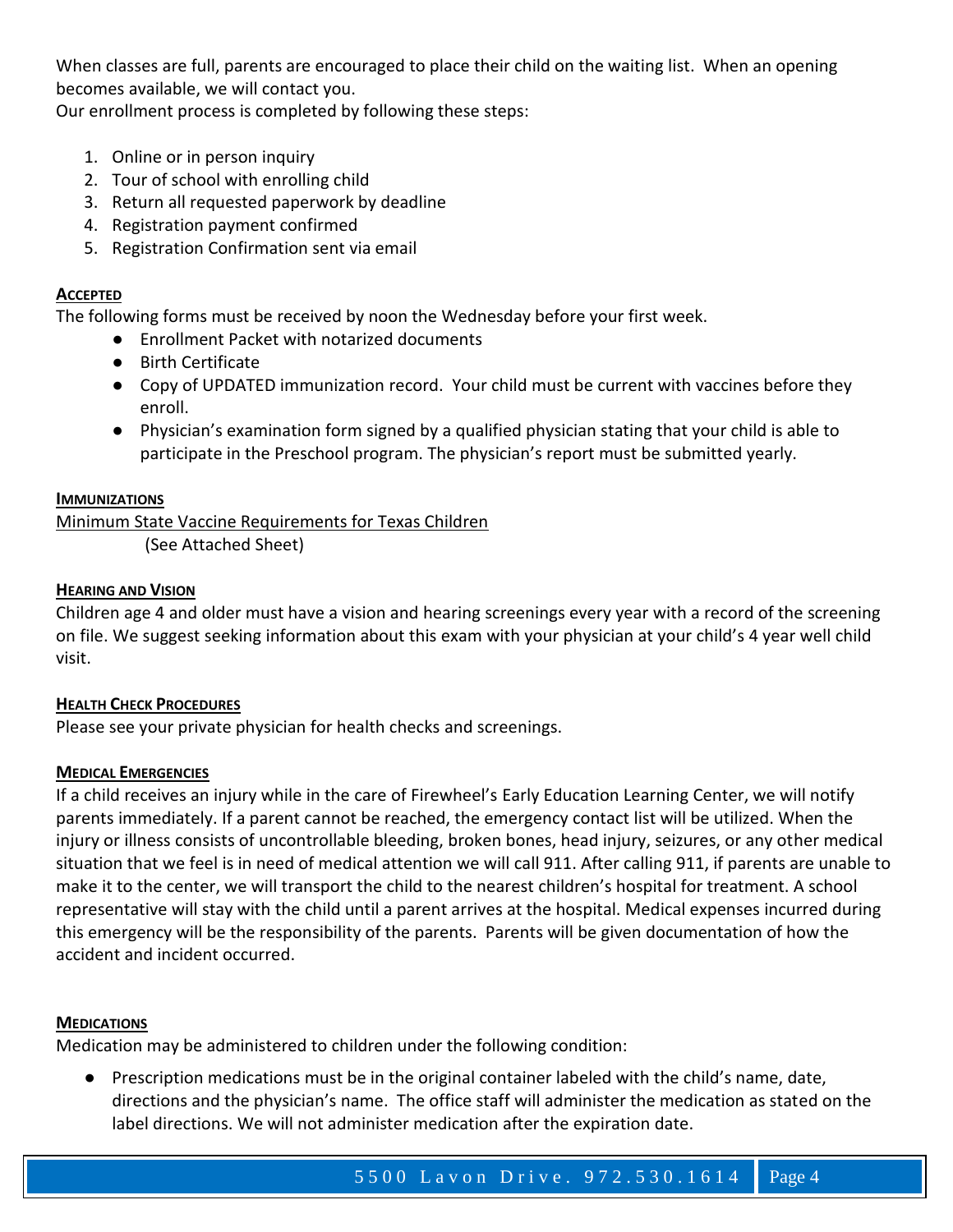When classes are full, parents are encouraged to place their child on the waiting list. When an opening becomes available, we will contact you.

Our enrollment process is completed by following these steps:

1. Online or in person inquiry
2. Tour of school with enrolling child
3. Return all requested paperwork by deadline
4. Registration payment confirmed
5. Registration Confirmation sent via email

### Accepted

The following forms must be received by noon the Wednesday before your first week.

- Enrollment Packet with notarized documents
- Birth Certificate
- Copy of UPDATED immunization record. Your child must be current with vaccines before they enroll.
- Physician's examination form signed by a qualified physician stating that your child is able to participate in the Preschool program. The physician's report must be submitted yearly.

### Immunizations

Minimum State Vaccine Requirements for Texas Children

(See Attached Sheet)

### Hearing and Vision

Children age 4 and older must have a vision and hearing screenings every year with a record of the screening on file. We suggest seeking information about this exam with your physician at your child's 4 year well child visit.

### Health Check Procedures

Please see your private physician for health checks and screenings.

### Medical Emergencies

If a child receives an injury while in the care of Firewheel's Early Education Learning Center, we will notify parents immediately. If a parent cannot be reached, the emergency contact list will be utilized. When the injury or illness consists of uncontrollable bleeding, broken bones, head injury, seizures, or any other medical situation that we feel is in need of medical attention we will call 911. After calling 911, if parents are unable to make it to the center, we will transport the child to the nearest children's hospital for treatment. A school representative will stay with the child until a parent arrives at the hospital. Medical expenses incurred during this emergency will be the responsibility of the parents. Parents will be given documentation of how the accident and incident occurred.

### Medications

Medication may be administered to children under the following condition:

- Prescription medications must be in the original container labeled with the child's name, date, directions and the physician's name. The office staff will administer the medication as stated on the label directions. We will not administer medication after the expiration date.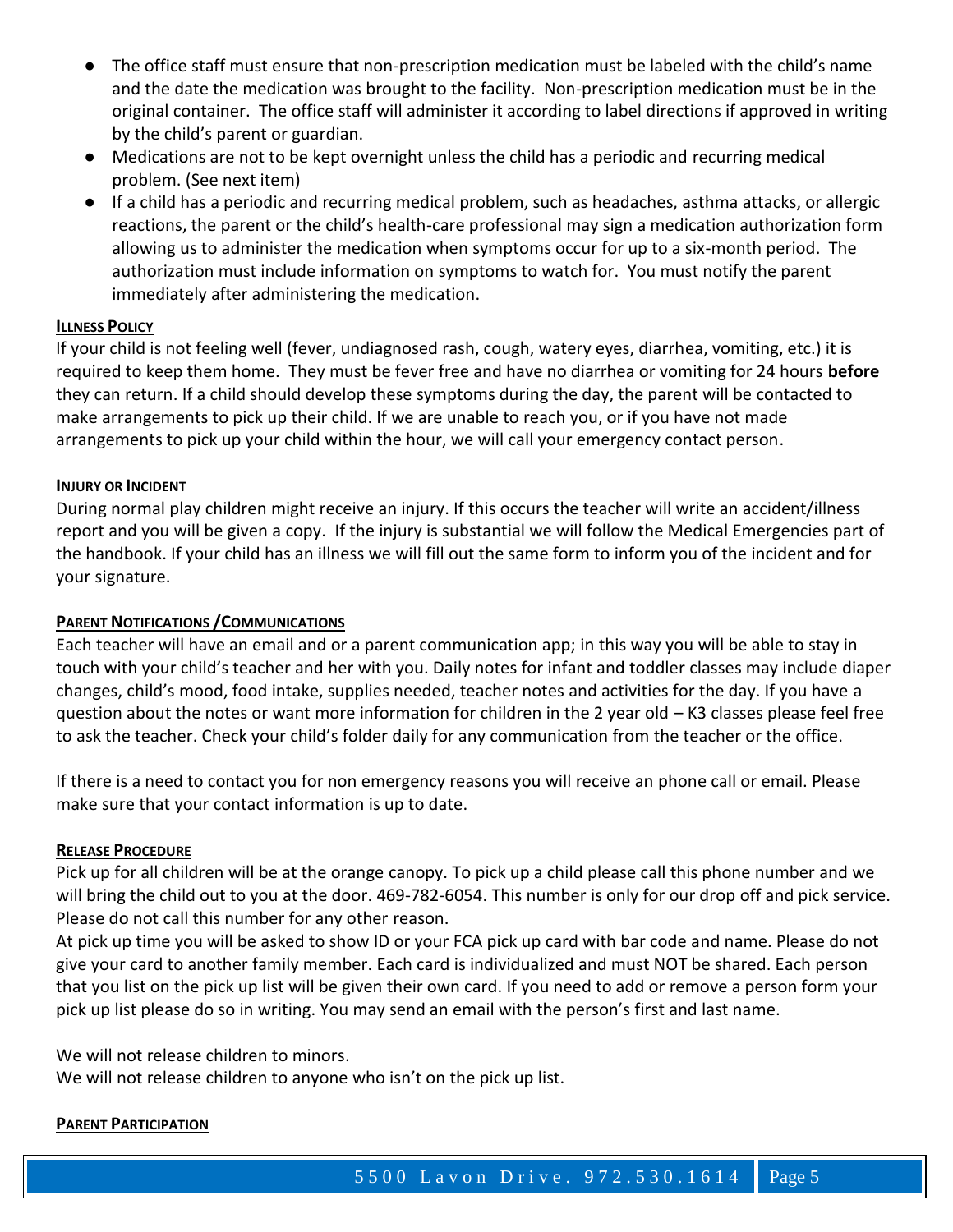- The office staff must ensure that non-prescription medication must be labeled with the child's name and the date the medication was brought to the facility. Non-prescription medication must be in the original container. The office staff will administer it according to label directions if approved in writing by the child's parent or guardian.
- Medications are not to be kept overnight unless the child has a periodic and recurring medical problem. (See next item)
- If a child has a periodic and recurring medical problem, such as headaches, asthma attacks, or allergic reactions, the parent or the child's health-care professional may sign a medication authorization form allowing us to administer the medication when symptoms occur for up to a six-month period. The authorization must include information on symptoms to watch for. You must notify the parent immediately after administering the medication.

**ILLNESS POLICY**

If your child is not feeling well (fever, undiagnosed rash, cough, watery eyes, diarrhea, vomiting, etc.) it is required to keep them home. They must be fever free and have no diarrhea or vomiting for 24 hours **before** they can return. If a child should develop these symptoms during the day, the parent will be contacted to make arrangements to pick up their child. If we are unable to reach you, or if you have not made arrangements to pick up your child within the hour, we will call your emergency contact person.

**INJURY OR INCIDENT**

During normal play children might receive an injury. If this occurs the teacher will write an accident/illness report and you will be given a copy. If the injury is substantial we will follow the Medical Emergencies part of the handbook. If your child has an illness we will fill out the same form to inform you of the incident and for your signature.

**PARENT NOTIFICATIONS /COMMUNICATIONS**

Each teacher will have an email and or a parent communication app; in this way you will be able to stay in touch with your child's teacher and her with you. Daily notes for infant and toddler classes may include diaper changes, child's mood, food intake, supplies needed, teacher notes and activities for the day. If you have a question about the notes or want more information for children in the 2 year old – K3 classes please feel free to ask the teacher. Check your child's folder daily for any communication from the teacher or the office.

If there is a need to contact you for non emergency reasons you will receive an phone call or email. Please make sure that your contact information is up to date.

**RELEASE PROCEDURE**

Pick up for all children will be at the orange canopy. To pick up a child please call this phone number and we will bring the child out to you at the door. 469-782-6054. This number is only for our drop off and pick service. Please do not call this number for any other reason.

At pick up time you will be asked to show ID or your FCA pick up card with bar code and name. Please do not give your card to another family member. Each card is individualized and must NOT be shared. Each person that you list on the pick up list will be given their own card. If you need to add or remove a person form your pick up list please do so in writing. You may send an email with the person's first and last name.

We will not release children to minors.
We will not release children to anyone who isn't on the pick up list.

**PARENT PARTICIPATION**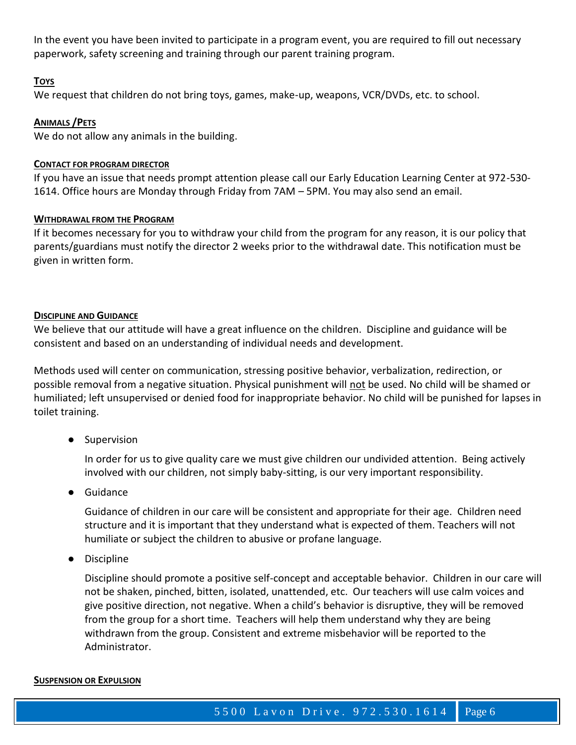In the event you have been invited to participate in a program event, you are required to fill out necessary paperwork, safety screening and training through our parent training program.

## Toys

We request that children do not bring toys, games, make-up, weapons, VCR/DVDs, etc. to school.

## Animals /Pets

We do not allow any animals in the building.

## Contact for program director

If you have an issue that needs prompt attention please call our Early Education Learning Center at 972-530-1614. Office hours are Monday through Friday from 7AM – 5PM. You may also send an email.

## Withdrawal from the Program

If it becomes necessary for you to withdraw your child from the program for any reason, it is our policy that parents/guardians must notify the director 2 weeks prior to the withdrawal date. This notification must be given in written form.

## Discipline and Guidance

We believe that our attitude will have a great influence on the children. Discipline and guidance will be consistent and based on an understanding of individual needs and development.

Methods used will center on communication, stressing positive behavior, verbalization, redirection, or possible removal from a negative situation. Physical punishment will not be used. No child will be shamed or humiliated; left unsupervised or denied food for inappropriate behavior. No child will be punished for lapses in toilet training.

- Supervision

  In order for us to give quality care we must give children our undivided attention. Being actively involved with our children, not simply baby-sitting, is our very important responsibility.

- Guidance

  Guidance of children in our care will be consistent and appropriate for their age. Children need structure and it is important that they understand what is expected of them. Teachers will not humiliate or subject the children to abusive or profane language.

- Discipline

  Discipline should promote a positive self-concept and acceptable behavior. Children in our care will not be shaken, pinched, bitten, isolated, unattended, etc. Our teachers will use calm voices and give positive direction, not negative. When a child's behavior is disruptive, they will be removed from the group for a short time. Teachers will help them understand why they are being withdrawn from the group. Consistent and extreme misbehavior will be reported to the Administrator.

## Suspension or Expulsion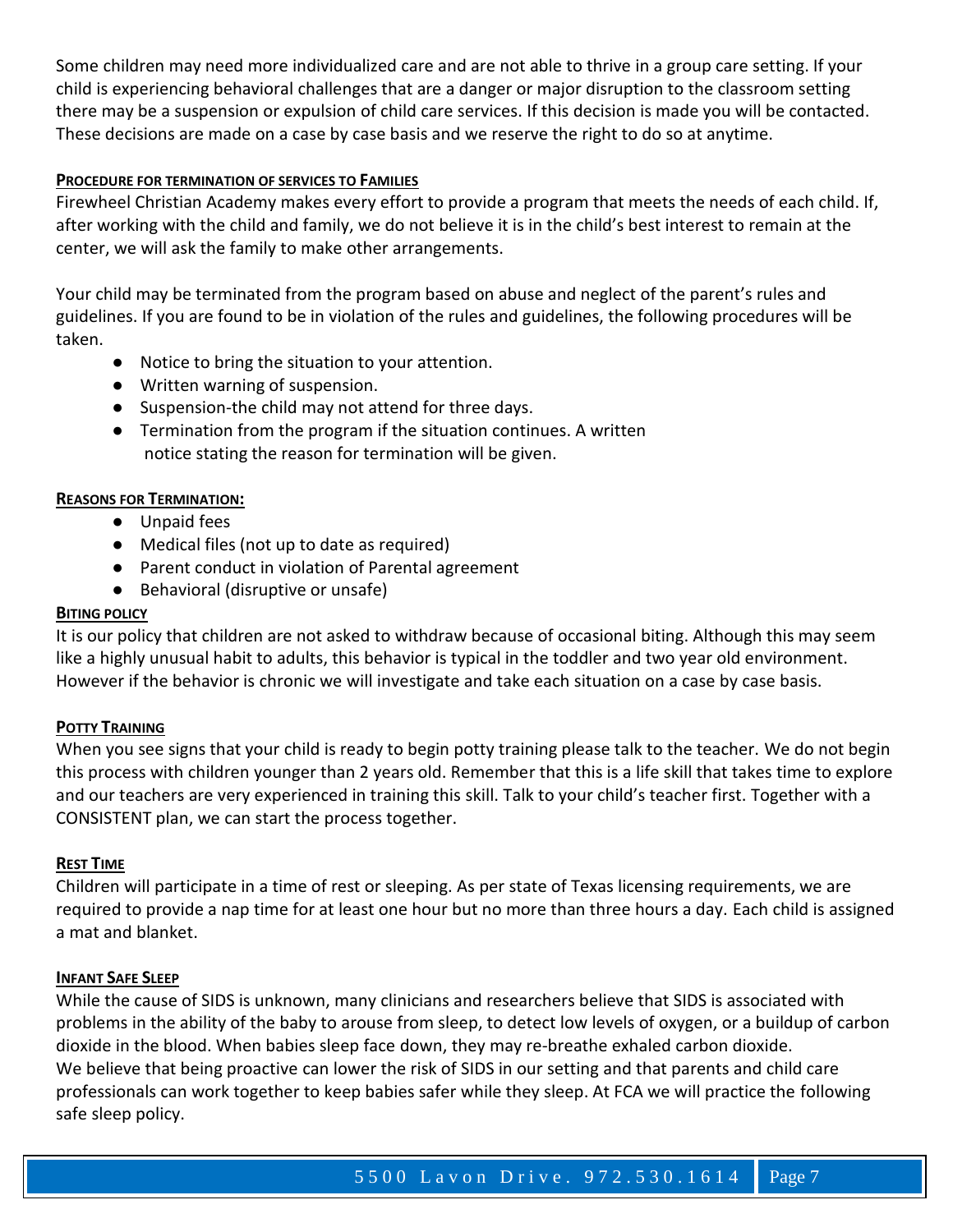Some children may need more individualized care and are not able to thrive in a group care setting. If your child is experiencing behavioral challenges that are a danger or major disruption to the classroom setting there may be a suspension or expulsion of child care services. If this decision is made you will be contacted. These decisions are made on a case by case basis and we reserve the right to do so at anytime.

### Procedure for termination of services to Families

Firewheel Christian Academy makes every effort to provide a program that meets the needs of each child. If, after working with the child and family, we do not believe it is in the child's best interest to remain at the center, we will ask the family to make other arrangements.

Your child may be terminated from the program based on abuse and neglect of the parent's rules and guidelines. If you are found to be in violation of the rules and guidelines, the following procedures will be taken.

- Notice to bring the situation to your attention.
- Written warning of suspension.
- Suspension-the child may not attend for three days.
- Termination from the program if the situation continues. A written notice stating the reason for termination will be given.

### Reasons for Termination:

- Unpaid fees
- Medical files (not up to date as required)
- Parent conduct in violation of Parental agreement
- Behavioral (disruptive or unsafe)

### Biting policy

It is our policy that children are not asked to withdraw because of occasional biting. Although this may seem like a highly unusual habit to adults, this behavior is typical in the toddler and two year old environment. However if the behavior is chronic we will investigate and take each situation on a case by case basis.

### Potty Training

When you see signs that your child is ready to begin potty training please talk to the teacher. We do not begin this process with children younger than 2 years old. Remember that this is a life skill that takes time to explore and our teachers are very experienced in training this skill. Talk to your child's teacher first. Together with a CONSISTENT plan, we can start the process together.

### Rest Time

Children will participate in a time of rest or sleeping. As per state of Texas licensing requirements, we are required to provide a nap time for at least one hour but no more than three hours a day. Each child is assigned a mat and blanket.

### Infant Safe Sleep

While the cause of SIDS is unknown, many clinicians and researchers believe that SIDS is associated with problems in the ability of the baby to arouse from sleep, to detect low levels of oxygen, or a buildup of carbon dioxide in the blood. When babies sleep face down, they may re-breathe exhaled carbon dioxide.
We believe that being proactive can lower the risk of SIDS in our setting and that parents and child care professionals can work together to keep babies safer while they sleep. At FCA we will practice the following safe sleep policy.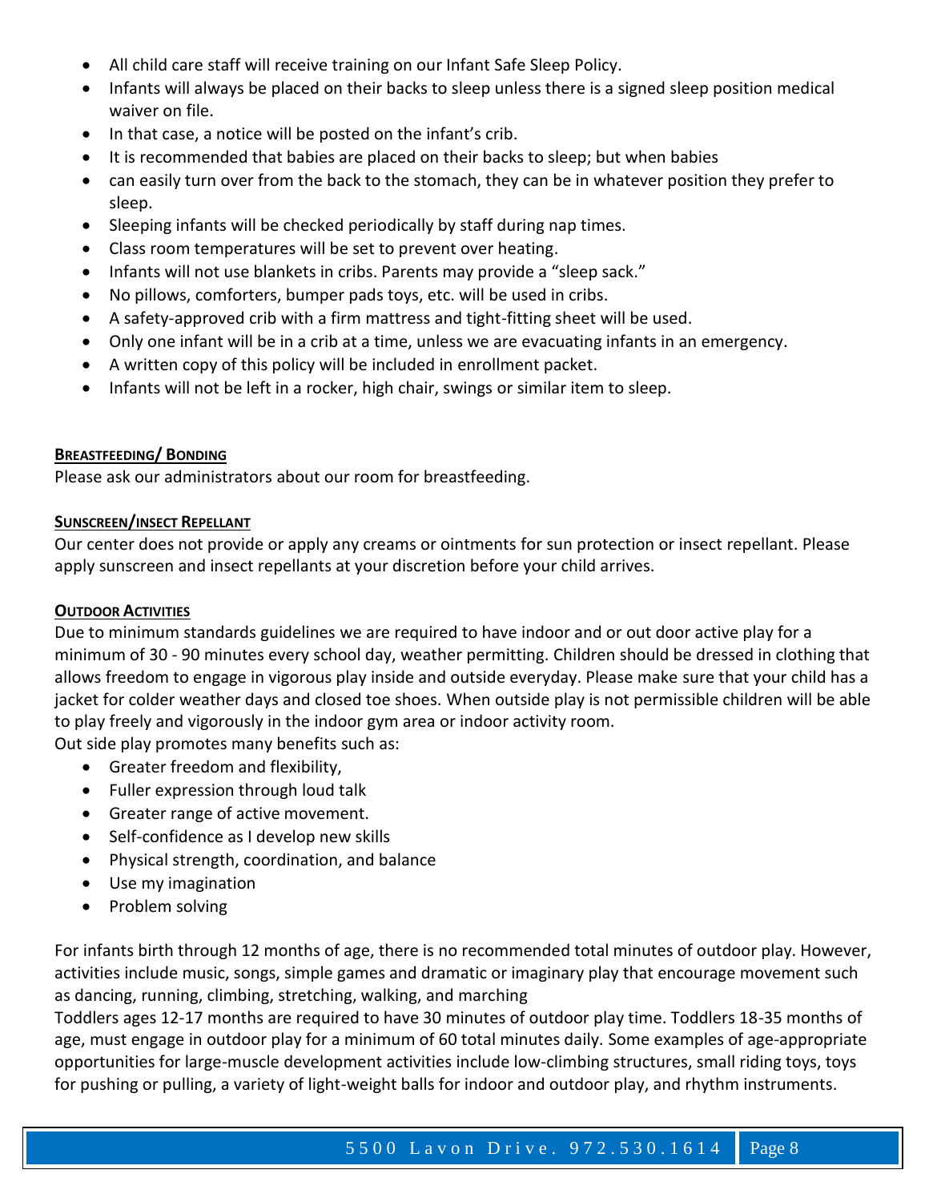- All child care staff will receive training on our Infant Safe Sleep Policy.
- Infants will always be placed on their backs to sleep unless there is a signed sleep position medical waiver on file.
- In that case, a notice will be posted on the infant's crib.
- It is recommended that babies are placed on their backs to sleep; but when babies
- can easily turn over from the back to the stomach, they can be in whatever position they prefer to sleep.
- Sleeping infants will be checked periodically by staff during nap times.
- Class room temperatures will be set to prevent over heating.
- Infants will not use blankets in cribs. Parents may provide a "sleep sack."
- No pillows, comforters, bumper pads toys, etc. will be used in cribs.
- A safety-approved crib with a firm mattress and tight-fitting sheet will be used.
- Only one infant will be in a crib at a time, unless we are evacuating infants in an emergency.
- A written copy of this policy will be included in enrollment packet.
- Infants will not be left in a rocker, high chair, swings or similar item to sleep.

**BREASTFEEDING/ BONDING**

Please ask our administrators about our room for breastfeeding.

**SUNSCREEN/INSECT REPELLANT**

Our center does not provide or apply any creams or ointments for sun protection or insect repellant. Please apply sunscreen and insect repellants at your discretion before your child arrives.

**OUTDOOR ACTIVITIES**

Due to minimum standards guidelines we are required to have indoor and or out door active play for a minimum of 30 - 90 minutes every school day, weather permitting. Children should be dressed in clothing that allows freedom to engage in vigorous play inside and outside everyday. Please make sure that your child has a jacket for colder weather days and closed toe shoes. When outside play is not permissible children will be able to play freely and vigorously in the indoor gym area or indoor activity room.

Out side play promotes many benefits such as:

- Greater freedom and flexibility,
- Fuller expression through loud talk
- Greater range of active movement.
- Self-confidence as I develop new skills
- Physical strength, coordination, and balance
- Use my imagination
- Problem solving

For infants birth through 12 months of age, there is no recommended total minutes of outdoor play. However, activities include music, songs, simple games and dramatic or imaginary play that encourage movement such as dancing, running, climbing, stretching, walking, and marching

Toddlers ages 12-17 months are required to have 30 minutes of outdoor play time. Toddlers 18-35 months of age, must engage in outdoor play for a minimum of 60 total minutes daily. Some examples of age-appropriate opportunities for large-muscle development activities include low-climbing structures, small riding toys, toys for pushing or pulling, a variety of light-weight balls for indoor and outdoor play, and rhythm instruments.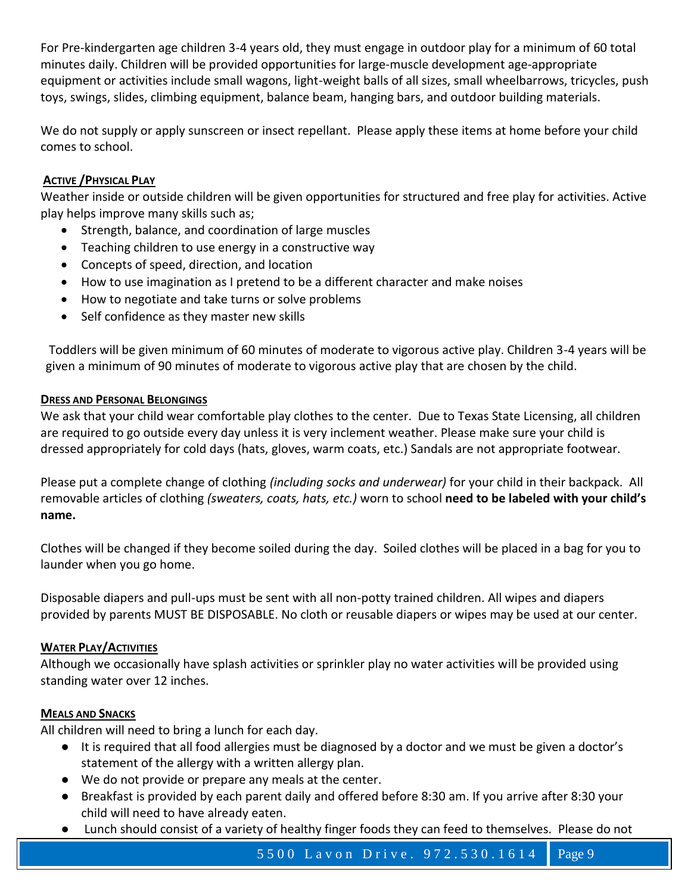For Pre-kindergarten age children 3-4 years old, they must engage in outdoor play for a minimum of 60 total minutes daily. Children will be provided opportunities for large-muscle development age-appropriate equipment or activities include small wagons, light-weight balls of all sizes, small wheelbarrows, tricycles, push toys, swings, slides, climbing equipment, balance beam, hanging bars, and outdoor building materials.

We do not supply or apply sunscreen or insect repellant. Please apply these items at home before your child comes to school.

## ACTIVE /PHYSICAL PLAY

Weather inside or outside children will be given opportunities for structured and free play for activities. Active play helps improve many skills such as;

- Strength, balance, and coordination of large muscles
- Teaching children to use energy in a constructive way
- Concepts of speed, direction, and location
- How to use imagination as I pretend to be a different character and make noises
- How to negotiate and take turns or solve problems
- Self confidence as they master new skills

Toddlers will be given minimum of 60 minutes of moderate to vigorous active play. Children 3-4 years will be given a minimum of 90 minutes of moderate to vigorous active play that are chosen by the child.

## DRESS AND PERSONAL BELONGINGS

We ask that your child wear comfortable play clothes to the center. Due to Texas State Licensing, all children are required to go outside every day unless it is very inclement weather. Please make sure your child is dressed appropriately for cold days (hats, gloves, warm coats, etc.) Sandals are not appropriate footwear.

Please put a complete change of clothing *(including socks and underwear)* for your child in their backpack. All removable articles of clothing *(sweaters, coats, hats, etc.)* worn to school **need to be labeled with your child's name.**

Clothes will be changed if they become soiled during the day. Soiled clothes will be placed in a bag for you to launder when you go home.

Disposable diapers and pull-ups must be sent with all non-potty trained children. All wipes and diapers provided by parents MUST BE DISPOSABLE. No cloth or reusable diapers or wipes may be used at our center.

## WATER PLAY/ACTIVITIES

Although we occasionally have splash activities or sprinkler play no water activities will be provided using standing water over 12 inches.

## MEALS AND SNACKS

All children will need to bring a lunch for each day.

- It is required that all food allergies must be diagnosed by a doctor and we must be given a doctor's statement of the allergy with a written allergy plan.
- We do not provide or prepare any meals at the center.
- Breakfast is provided by each parent daily and offered before 8:30 am. If you arrive after 8:30 your child will need to have already eaten.
- Lunch should consist of a variety of healthy finger foods they can feed to themselves. Please do not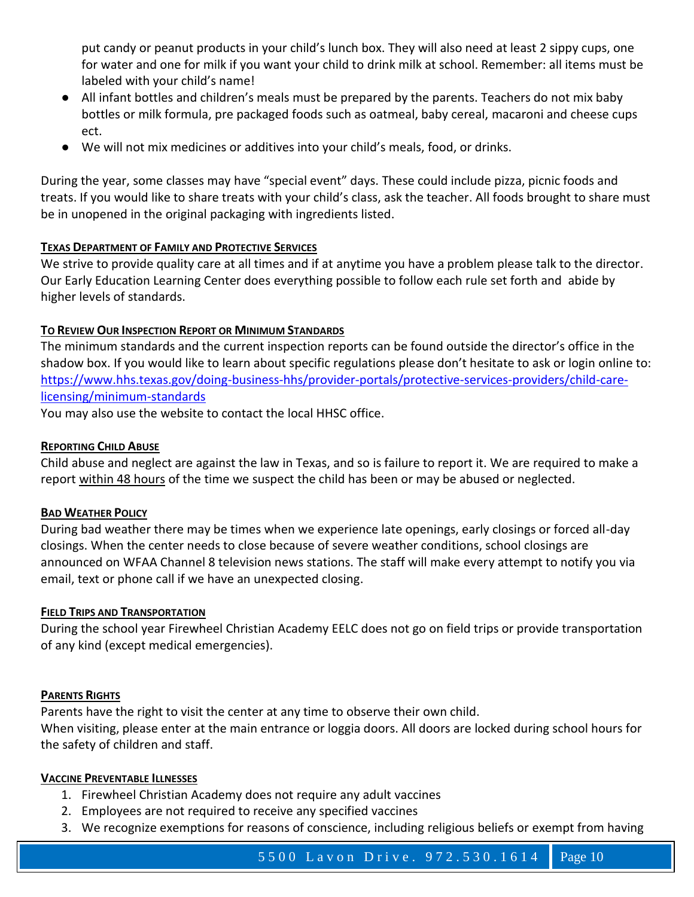put candy or peanut products in your child's lunch box. They will also need at least 2 sippy cups, one for water and one for milk if you want your child to drink milk at school. Remember: all items must be labeled with your child's name!

- All infant bottles and children's meals must be prepared by the parents. Teachers do not mix baby bottles or milk formula, pre packaged foods such as oatmeal, baby cereal, macaroni and cheese cups ect.
- We will not mix medicines or additives into your child's meals, food, or drinks.

During the year, some classes may have "special event" days. These could include pizza, picnic foods and treats. If you would like to share treats with your child's class, ask the teacher. All foods brought to share must be in unopened in the original packaging with ingredients listed.

#### Texas Department of Family and Protective Services

We strive to provide quality care at all times and if at anytime you have a problem please talk to the director. Our Early Education Learning Center does everything possible to follow each rule set forth and abide by higher levels of standards.

#### To Review Our Inspection Report or Minimum Standards

The minimum standards and the current inspection reports can be found outside the director's office in the shadow box. If you would like to learn about specific regulations please don't hesitate to ask or login online to: https://www.hhs.texas.gov/doing-business-hhs/provider-portals/protective-services-providers/child-care-licensing/minimum-standards

You may also use the website to contact the local HHSC office.

#### Reporting Child Abuse

Child abuse and neglect are against the law in Texas, and so is failure to report it. We are required to make a report within 48 hours of the time we suspect the child has been or may be abused or neglected.

#### Bad Weather Policy

During bad weather there may be times when we experience late openings, early closings or forced all-day closings. When the center needs to close because of severe weather conditions, school closings are announced on WFAA Channel 8 television news stations. The staff will make every attempt to notify you via email, text or phone call if we have an unexpected closing.

#### Field Trips and Transportation

During the school year Firewheel Christian Academy EELC does not go on field trips or provide transportation of any kind (except medical emergencies).

#### Parents Rights

Parents have the right to visit the center at any time to observe their own child.
When visiting, please enter at the main entrance or loggia doors. All doors are locked during school hours for the safety of children and staff.

#### Vaccine Preventable Illnesses

1. Firewheel Christian Academy does not require any adult vaccines
2. Employees are not required to receive any specified vaccines
3. We recognize exemptions for reasons of conscience, including religious beliefs or exempt from having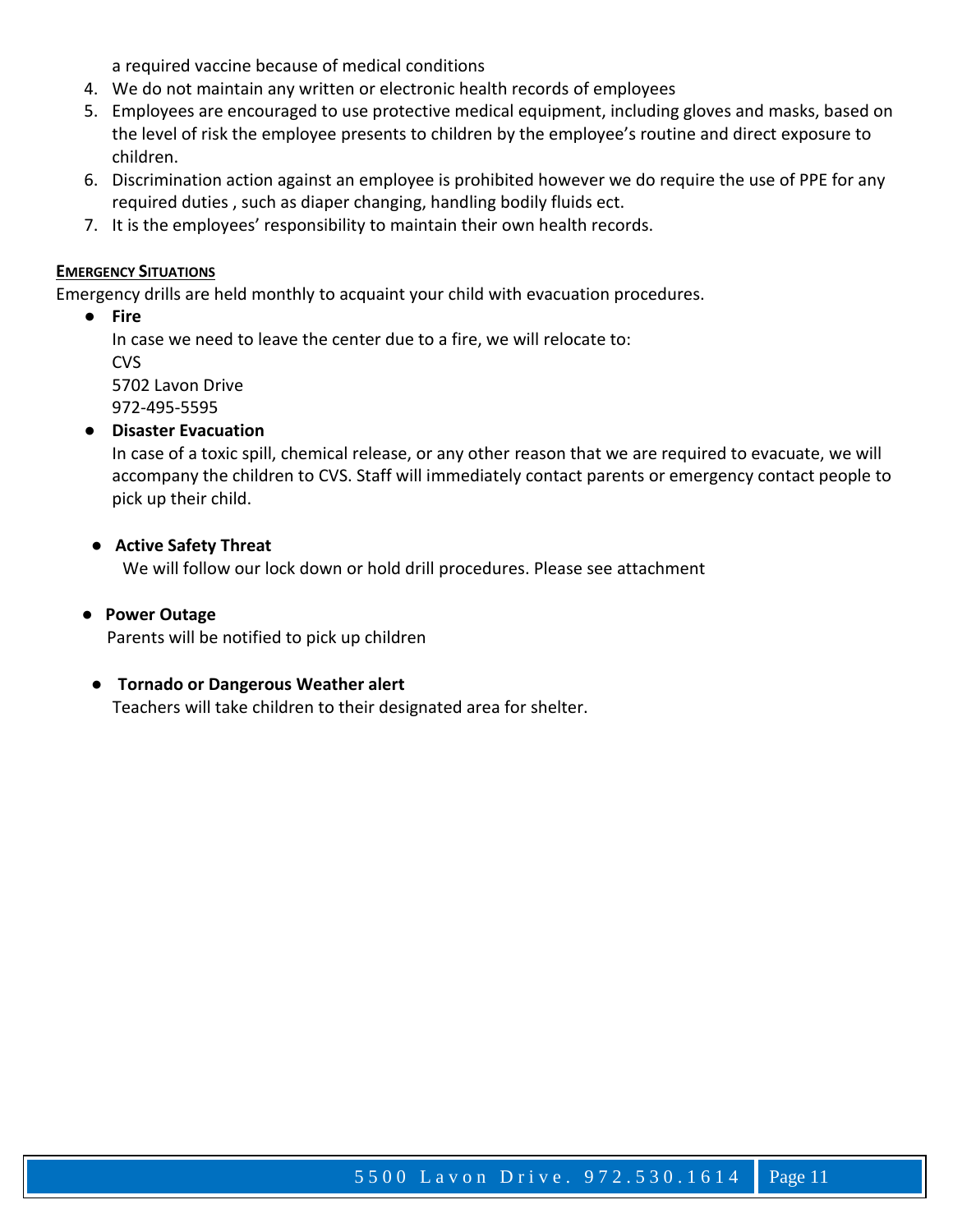a required vaccine because of medical conditions

4. We do not maintain any written or electronic health records of employees
5. Employees are encouraged to use protective medical equipment, including gloves and masks, based on the level of risk the employee presents to children by the employee's routine and direct exposure to children.
6. Discrimination action against an employee is prohibited however we do require the use of PPE for any required duties , such as diaper changing, handling bodily fluids ect.
7. It is the employees' responsibility to maintain their own health records.

### EMERGENCY SITUATIONS

Emergency drills are held monthly to acquaint your child with evacuation procedures.

- **Fire**
  In case we need to leave the center due to a fire, we will relocate to:
  CVS
  5702 Lavon Drive
  972-495-5595
- **Disaster Evacuation**
  In case of a toxic spill, chemical release, or any other reason that we are required to evacuate, we will accompany the children to CVS. Staff will immediately contact parents or emergency contact people to pick up their child.
- **Active Safety Threat**
  We will follow our lock down or hold drill procedures. Please see attachment
- **Power Outage**
  Parents will be notified to pick up children
- **Tornado or Dangerous Weather alert**
  Teachers will take children to their designated area for shelter.